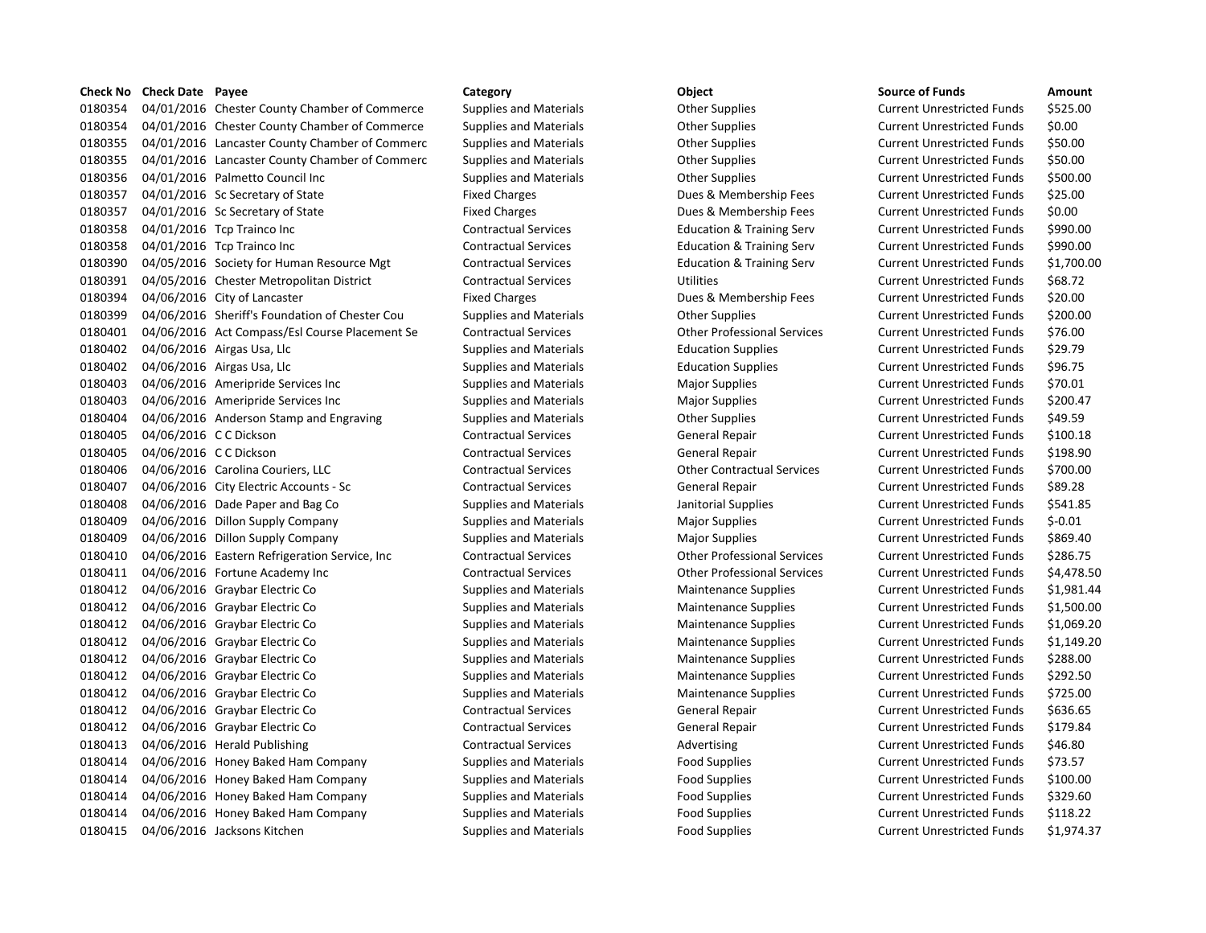| Check No | Check Date | Payee | Category | Object | Source of Funds | Amount |
|---|---|---|---|---|---|---|
| 0180354 | 04/01/2016 | Chester County Chamber of Commerce | Supplies and Materials | Other Supplies | Current Unrestricted Funds | $525.00 |
| 0180354 | 04/01/2016 | Chester County Chamber of Commerce | Supplies and Materials | Other Supplies | Current Unrestricted Funds | $0.00 |
| 0180355 | 04/01/2016 | Lancaster County Chamber of Commerc | Supplies and Materials | Other Supplies | Current Unrestricted Funds | $50.00 |
| 0180355 | 04/01/2016 | Lancaster County Chamber of Commerc | Supplies and Materials | Other Supplies | Current Unrestricted Funds | $50.00 |
| 0180356 | 04/01/2016 | Palmetto Council Inc | Supplies and Materials | Other Supplies | Current Unrestricted Funds | $500.00 |
| 0180357 | 04/01/2016 | Sc Secretary of State | Fixed Charges | Dues & Membership Fees | Current Unrestricted Funds | $25.00 |
| 0180357 | 04/01/2016 | Sc Secretary of State | Fixed Charges | Dues & Membership Fees | Current Unrestricted Funds | $0.00 |
| 0180358 | 04/01/2016 | Tcp Trainco Inc | Contractual Services | Education & Training Serv | Current Unrestricted Funds | $990.00 |
| 0180358 | 04/01/2016 | Tcp Trainco Inc | Contractual Services | Education & Training Serv | Current Unrestricted Funds | $990.00 |
| 0180390 | 04/05/2016 | Society for Human Resource Mgt | Contractual Services | Education & Training Serv | Current Unrestricted Funds | $1,700.00 |
| 0180391 | 04/05/2016 | Chester Metropolitan District | Contractual Services | Utilities | Current Unrestricted Funds | $68.72 |
| 0180394 | 04/06/2016 | City of Lancaster | Fixed Charges | Dues & Membership Fees | Current Unrestricted Funds | $20.00 |
| 0180399 | 04/06/2016 | Sheriff's Foundation of Chester Cou | Supplies and Materials | Other Supplies | Current Unrestricted Funds | $200.00 |
| 0180401 | 04/06/2016 | Act Compass/Esl Course Placement Se | Contractual Services | Other Professional Services | Current Unrestricted Funds | $76.00 |
| 0180402 | 04/06/2016 | Airgas Usa, Llc | Supplies and Materials | Education Supplies | Current Unrestricted Funds | $29.79 |
| 0180402 | 04/06/2016 | Airgas Usa, Llc | Supplies and Materials | Education Supplies | Current Unrestricted Funds | $96.75 |
| 0180403 | 04/06/2016 | Ameripride Services Inc | Supplies and Materials | Major Supplies | Current Unrestricted Funds | $70.01 |
| 0180403 | 04/06/2016 | Ameripride Services Inc | Supplies and Materials | Major Supplies | Current Unrestricted Funds | $200.47 |
| 0180404 | 04/06/2016 | Anderson Stamp and Engraving | Supplies and Materials | Other Supplies | Current Unrestricted Funds | $49.59 |
| 0180405 | 04/06/2016 | C C Dickson | Contractual Services | General Repair | Current Unrestricted Funds | $100.18 |
| 0180405 | 04/06/2016 | C C Dickson | Contractual Services | General Repair | Current Unrestricted Funds | $198.90 |
| 0180406 | 04/06/2016 | Carolina Couriers, LLC | Contractual Services | Other Contractual Services | Current Unrestricted Funds | $700.00 |
| 0180407 | 04/06/2016 | City Electric Accounts - Sc | Contractual Services | General Repair | Current Unrestricted Funds | $89.28 |
| 0180408 | 04/06/2016 | Dade Paper and Bag Co | Supplies and Materials | Janitorial Supplies | Current Unrestricted Funds | $541.85 |
| 0180409 | 04/06/2016 | Dillon Supply Company | Supplies and Materials | Major Supplies | Current Unrestricted Funds | $-0.01 |
| 0180409 | 04/06/2016 | Dillon Supply Company | Supplies and Materials | Major Supplies | Current Unrestricted Funds | $869.40 |
| 0180410 | 04/06/2016 | Eastern Refrigeration Service, Inc | Contractual Services | Other Professional Services | Current Unrestricted Funds | $286.75 |
| 0180411 | 04/06/2016 | Fortune Academy Inc | Contractual Services | Other Professional Services | Current Unrestricted Funds | $4,478.50 |
| 0180412 | 04/06/2016 | Graybar Electric Co | Supplies and Materials | Maintenance Supplies | Current Unrestricted Funds | $1,981.44 |
| 0180412 | 04/06/2016 | Graybar Electric Co | Supplies and Materials | Maintenance Supplies | Current Unrestricted Funds | $1,500.00 |
| 0180412 | 04/06/2016 | Graybar Electric Co | Supplies and Materials | Maintenance Supplies | Current Unrestricted Funds | $1,069.20 |
| 0180412 | 04/06/2016 | Graybar Electric Co | Supplies and Materials | Maintenance Supplies | Current Unrestricted Funds | $1,149.20 |
| 0180412 | 04/06/2016 | Graybar Electric Co | Supplies and Materials | Maintenance Supplies | Current Unrestricted Funds | $288.00 |
| 0180412 | 04/06/2016 | Graybar Electric Co | Supplies and Materials | Maintenance Supplies | Current Unrestricted Funds | $292.50 |
| 0180412 | 04/06/2016 | Graybar Electric Co | Supplies and Materials | Maintenance Supplies | Current Unrestricted Funds | $725.00 |
| 0180412 | 04/06/2016 | Graybar Electric Co | Contractual Services | General Repair | Current Unrestricted Funds | $636.65 |
| 0180412 | 04/06/2016 | Graybar Electric Co | Contractual Services | General Repair | Current Unrestricted Funds | $179.84 |
| 0180413 | 04/06/2016 | Herald Publishing | Contractual Services | Advertising | Current Unrestricted Funds | $46.80 |
| 0180414 | 04/06/2016 | Honey Baked Ham Company | Supplies and Materials | Food Supplies | Current Unrestricted Funds | $73.57 |
| 0180414 | 04/06/2016 | Honey Baked Ham Company | Supplies and Materials | Food Supplies | Current Unrestricted Funds | $100.00 |
| 0180414 | 04/06/2016 | Honey Baked Ham Company | Supplies and Materials | Food Supplies | Current Unrestricted Funds | $329.60 |
| 0180414 | 04/06/2016 | Honey Baked Ham Company | Supplies and Materials | Food Supplies | Current Unrestricted Funds | $118.22 |
| 0180415 | 04/06/2016 | Jacksons Kitchen | Supplies and Materials | Food Supplies | Current Unrestricted Funds | $1,974.37 |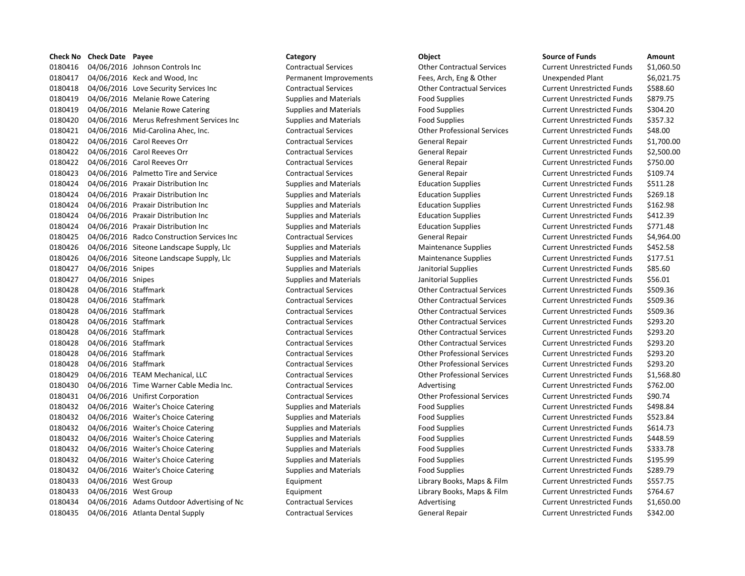| Check No | Check Date | Payee | Category | Object | Source of Funds | Amount |
|---|---|---|---|---|---|---|
| 0180416 | 04/06/2016 | Johnson Controls Inc | Contractual Services | Other Contractual Services | Current Unrestricted Funds | $1,060.50 |
| 0180417 | 04/06/2016 | Keck and Wood, Inc | Permanent Improvements | Fees, Arch, Eng & Other | Unexpended Plant | $6,021.75 |
| 0180418 | 04/06/2016 | Love Security Services Inc | Contractual Services | Other Contractual Services | Current Unrestricted Funds | $588.60 |
| 0180419 | 04/06/2016 | Melanie Rowe Catering | Supplies and Materials | Food Supplies | Current Unrestricted Funds | $879.75 |
| 0180419 | 04/06/2016 | Melanie Rowe Catering | Supplies and Materials | Food Supplies | Current Unrestricted Funds | $304.20 |
| 0180420 | 04/06/2016 | Merus Refreshment Services Inc | Supplies and Materials | Food Supplies | Current Unrestricted Funds | $357.32 |
| 0180421 | 04/06/2016 | Mid-Carolina Ahec, Inc. | Contractual Services | Other Professional Services | Current Unrestricted Funds | $48.00 |
| 0180422 | 04/06/2016 | Carol Reeves Orr | Contractual Services | General Repair | Current Unrestricted Funds | $1,700.00 |
| 0180422 | 04/06/2016 | Carol Reeves Orr | Contractual Services | General Repair | Current Unrestricted Funds | $2,500.00 |
| 0180422 | 04/06/2016 | Carol Reeves Orr | Contractual Services | General Repair | Current Unrestricted Funds | $750.00 |
| 0180423 | 04/06/2016 | Palmetto Tire and Service | Contractual Services | General Repair | Current Unrestricted Funds | $109.74 |
| 0180424 | 04/06/2016 | Praxair Distribution Inc | Supplies and Materials | Education Supplies | Current Unrestricted Funds | $511.28 |
| 0180424 | 04/06/2016 | Praxair Distribution Inc | Supplies and Materials | Education Supplies | Current Unrestricted Funds | $269.18 |
| 0180424 | 04/06/2016 | Praxair Distribution Inc | Supplies and Materials | Education Supplies | Current Unrestricted Funds | $162.98 |
| 0180424 | 04/06/2016 | Praxair Distribution Inc | Supplies and Materials | Education Supplies | Current Unrestricted Funds | $412.39 |
| 0180424 | 04/06/2016 | Praxair Distribution Inc | Supplies and Materials | Education Supplies | Current Unrestricted Funds | $771.48 |
| 0180425 | 04/06/2016 | Radco Construction Services Inc | Contractual Services | General Repair | Current Unrestricted Funds | $4,964.00 |
| 0180426 | 04/06/2016 | Siteone Landscape Supply, Llc | Supplies and Materials | Maintenance Supplies | Current Unrestricted Funds | $452.58 |
| 0180426 | 04/06/2016 | Siteone Landscape Supply, Llc | Supplies and Materials | Maintenance Supplies | Current Unrestricted Funds | $177.51 |
| 0180427 | 04/06/2016 | Snipes | Supplies and Materials | Janitorial Supplies | Current Unrestricted Funds | $85.60 |
| 0180427 | 04/06/2016 | Snipes | Supplies and Materials | Janitorial Supplies | Current Unrestricted Funds | $56.01 |
| 0180428 | 04/06/2016 | Staffmark | Contractual Services | Other Contractual Services | Current Unrestricted Funds | $509.36 |
| 0180428 | 04/06/2016 | Staffmark | Contractual Services | Other Contractual Services | Current Unrestricted Funds | $509.36 |
| 0180428 | 04/06/2016 | Staffmark | Contractual Services | Other Contractual Services | Current Unrestricted Funds | $509.36 |
| 0180428 | 04/06/2016 | Staffmark | Contractual Services | Other Contractual Services | Current Unrestricted Funds | $293.20 |
| 0180428 | 04/06/2016 | Staffmark | Contractual Services | Other Contractual Services | Current Unrestricted Funds | $293.20 |
| 0180428 | 04/06/2016 | Staffmark | Contractual Services | Other Contractual Services | Current Unrestricted Funds | $293.20 |
| 0180428 | 04/06/2016 | Staffmark | Contractual Services | Other Professional Services | Current Unrestricted Funds | $293.20 |
| 0180428 | 04/06/2016 | Staffmark | Contractual Services | Other Professional Services | Current Unrestricted Funds | $293.20 |
| 0180429 | 04/06/2016 | TEAM Mechanical, LLC | Contractual Services | Other Professional Services | Current Unrestricted Funds | $1,568.80 |
| 0180430 | 04/06/2016 | Time Warner Cable Media Inc. | Contractual Services | Advertising | Current Unrestricted Funds | $762.00 |
| 0180431 | 04/06/2016 | Unifirst Corporation | Contractual Services | Other Professional Services | Current Unrestricted Funds | $90.74 |
| 0180432 | 04/06/2016 | Waiter's Choice Catering | Supplies and Materials | Food Supplies | Current Unrestricted Funds | $498.84 |
| 0180432 | 04/06/2016 | Waiter's Choice Catering | Supplies and Materials | Food Supplies | Current Unrestricted Funds | $523.84 |
| 0180432 | 04/06/2016 | Waiter's Choice Catering | Supplies and Materials | Food Supplies | Current Unrestricted Funds | $614.73 |
| 0180432 | 04/06/2016 | Waiter's Choice Catering | Supplies and Materials | Food Supplies | Current Unrestricted Funds | $448.59 |
| 0180432 | 04/06/2016 | Waiter's Choice Catering | Supplies and Materials | Food Supplies | Current Unrestricted Funds | $333.78 |
| 0180432 | 04/06/2016 | Waiter's Choice Catering | Supplies and Materials | Food Supplies | Current Unrestricted Funds | $195.99 |
| 0180432 | 04/06/2016 | Waiter's Choice Catering | Supplies and Materials | Food Supplies | Current Unrestricted Funds | $289.79 |
| 0180433 | 04/06/2016 | West Group | Equipment | Library Books, Maps & Film | Current Unrestricted Funds | $557.75 |
| 0180433 | 04/06/2016 | West Group | Equipment | Library Books, Maps & Film | Current Unrestricted Funds | $764.67 |
| 0180434 | 04/06/2016 | Adams Outdoor Advertising of Nc | Contractual Services | Advertising | Current Unrestricted Funds | $1,650.00 |
| 0180435 | 04/06/2016 | Atlanta Dental Supply | Contractual Services | General Repair | Current Unrestricted Funds | $342.00 |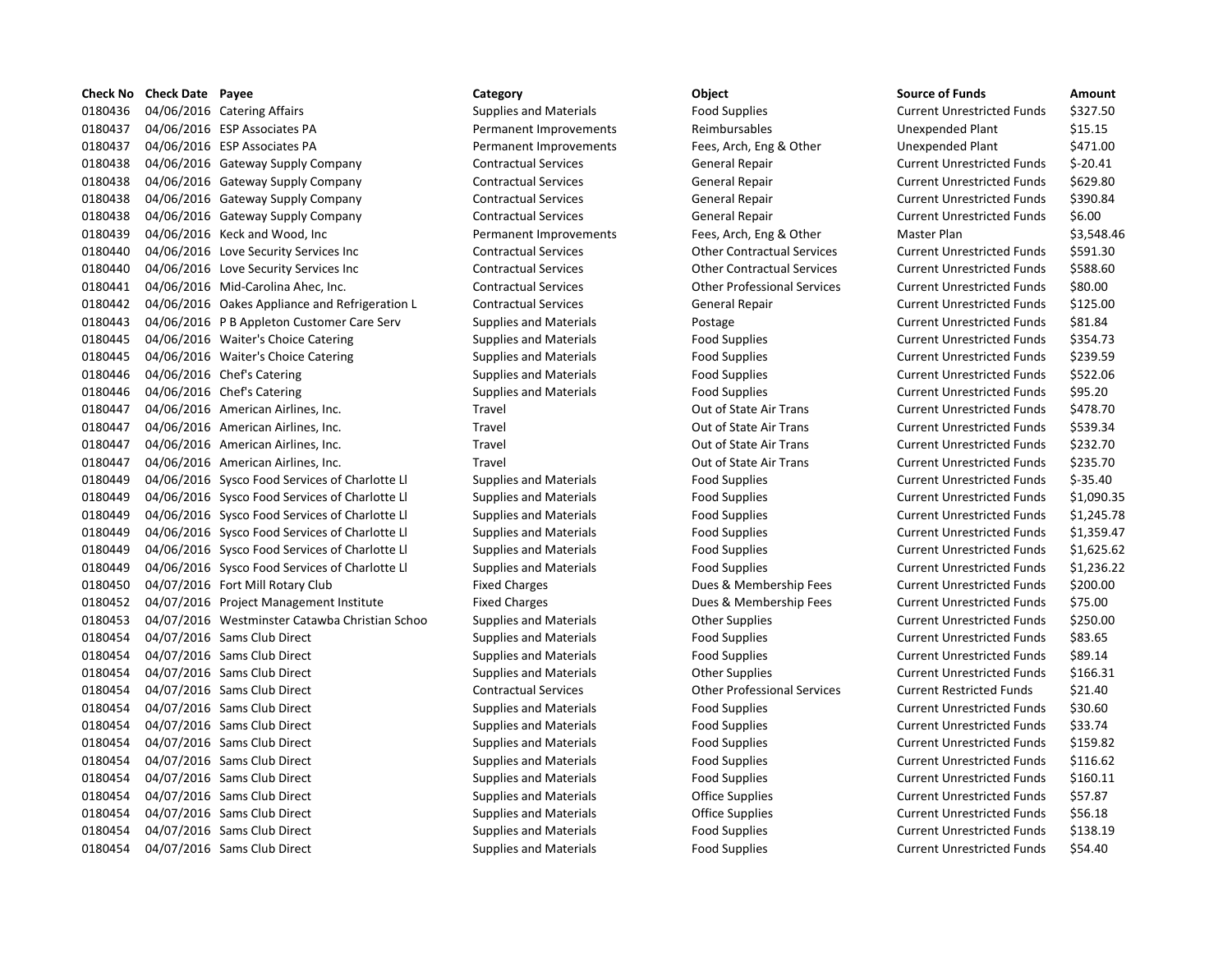| Check No | Check Date | Payee | Category | Object | Source of Funds | Amount |
|---|---|---|---|---|---|---|
| 0180436 | 04/06/2016 | Catering Affairs | Supplies and Materials | Food Supplies | Current Unrestricted Funds | $327.50 |
| 0180437 | 04/06/2016 | ESP Associates PA | Permanent Improvements | Reimbursables | Unexpended Plant | $15.15 |
| 0180437 | 04/06/2016 | ESP Associates PA | Permanent Improvements | Fees, Arch, Eng & Other | Unexpended Plant | $471.00 |
| 0180438 | 04/06/2016 | Gateway Supply Company | Contractual Services | General Repair | Current Unrestricted Funds | $-20.41 |
| 0180438 | 04/06/2016 | Gateway Supply Company | Contractual Services | General Repair | Current Unrestricted Funds | $629.80 |
| 0180438 | 04/06/2016 | Gateway Supply Company | Contractual Services | General Repair | Current Unrestricted Funds | $390.84 |
| 0180438 | 04/06/2016 | Gateway Supply Company | Contractual Services | General Repair | Current Unrestricted Funds | $6.00 |
| 0180439 | 04/06/2016 | Keck and Wood, Inc | Permanent Improvements | Fees, Arch, Eng & Other | Master Plan | $3,548.46 |
| 0180440 | 04/06/2016 | Love Security Services Inc | Contractual Services | Other Contractual Services | Current Unrestricted Funds | $591.30 |
| 0180440 | 04/06/2016 | Love Security Services Inc | Contractual Services | Other Contractual Services | Current Unrestricted Funds | $588.60 |
| 0180441 | 04/06/2016 | Mid-Carolina Ahec, Inc. | Contractual Services | Other Professional Services | Current Unrestricted Funds | $80.00 |
| 0180442 | 04/06/2016 | Oakes Appliance and Refrigeration L | Contractual Services | General Repair | Current Unrestricted Funds | $125.00 |
| 0180443 | 04/06/2016 | P B Appleton Customer Care Serv | Supplies and Materials | Postage | Current Unrestricted Funds | $81.84 |
| 0180445 | 04/06/2016 | Waiter's Choice Catering | Supplies and Materials | Food Supplies | Current Unrestricted Funds | $354.73 |
| 0180445 | 04/06/2016 | Waiter's Choice Catering | Supplies and Materials | Food Supplies | Current Unrestricted Funds | $239.59 |
| 0180446 | 04/06/2016 | Chef's Catering | Supplies and Materials | Food Supplies | Current Unrestricted Funds | $522.06 |
| 0180446 | 04/06/2016 | Chef's Catering | Supplies and Materials | Food Supplies | Current Unrestricted Funds | $95.20 |
| 0180447 | 04/06/2016 | American Airlines, Inc. | Travel | Out of State Air Trans | Current Unrestricted Funds | $478.70 |
| 0180447 | 04/06/2016 | American Airlines, Inc. | Travel | Out of State Air Trans | Current Unrestricted Funds | $539.34 |
| 0180447 | 04/06/2016 | American Airlines, Inc. | Travel | Out of State Air Trans | Current Unrestricted Funds | $232.70 |
| 0180447 | 04/06/2016 | American Airlines, Inc. | Travel | Out of State Air Trans | Current Unrestricted Funds | $235.70 |
| 0180449 | 04/06/2016 | Sysco Food Services of Charlotte Ll | Supplies and Materials | Food Supplies | Current Unrestricted Funds | $-35.40 |
| 0180449 | 04/06/2016 | Sysco Food Services of Charlotte Ll | Supplies and Materials | Food Supplies | Current Unrestricted Funds | $1,090.35 |
| 0180449 | 04/06/2016 | Sysco Food Services of Charlotte Ll | Supplies and Materials | Food Supplies | Current Unrestricted Funds | $1,245.78 |
| 0180449 | 04/06/2016 | Sysco Food Services of Charlotte Ll | Supplies and Materials | Food Supplies | Current Unrestricted Funds | $1,359.47 |
| 0180449 | 04/06/2016 | Sysco Food Services of Charlotte Ll | Supplies and Materials | Food Supplies | Current Unrestricted Funds | $1,625.62 |
| 0180449 | 04/06/2016 | Sysco Food Services of Charlotte Ll | Supplies and Materials | Food Supplies | Current Unrestricted Funds | $1,236.22 |
| 0180450 | 04/07/2016 | Fort Mill Rotary Club | Fixed Charges | Dues & Membership Fees | Current Unrestricted Funds | $200.00 |
| 0180452 | 04/07/2016 | Project Management Institute | Fixed Charges | Dues & Membership Fees | Current Unrestricted Funds | $75.00 |
| 0180453 | 04/07/2016 | Westminster Catawba Christian Schoo | Supplies and Materials | Other Supplies | Current Unrestricted Funds | $250.00 |
| 0180454 | 04/07/2016 | Sams Club Direct | Supplies and Materials | Food Supplies | Current Unrestricted Funds | $83.65 |
| 0180454 | 04/07/2016 | Sams Club Direct | Supplies and Materials | Food Supplies | Current Unrestricted Funds | $89.14 |
| 0180454 | 04/07/2016 | Sams Club Direct | Supplies and Materials | Other Supplies | Current Unrestricted Funds | $166.31 |
| 0180454 | 04/07/2016 | Sams Club Direct | Contractual Services | Other Professional Services | Current Restricted Funds | $21.40 |
| 0180454 | 04/07/2016 | Sams Club Direct | Supplies and Materials | Food Supplies | Current Unrestricted Funds | $30.60 |
| 0180454 | 04/07/2016 | Sams Club Direct | Supplies and Materials | Food Supplies | Current Unrestricted Funds | $33.74 |
| 0180454 | 04/07/2016 | Sams Club Direct | Supplies and Materials | Food Supplies | Current Unrestricted Funds | $159.82 |
| 0180454 | 04/07/2016 | Sams Club Direct | Supplies and Materials | Food Supplies | Current Unrestricted Funds | $116.62 |
| 0180454 | 04/07/2016 | Sams Club Direct | Supplies and Materials | Food Supplies | Current Unrestricted Funds | $160.11 |
| 0180454 | 04/07/2016 | Sams Club Direct | Supplies and Materials | Office Supplies | Current Unrestricted Funds | $57.87 |
| 0180454 | 04/07/2016 | Sams Club Direct | Supplies and Materials | Office Supplies | Current Unrestricted Funds | $56.18 |
| 0180454 | 04/07/2016 | Sams Club Direct | Supplies and Materials | Food Supplies | Current Unrestricted Funds | $138.19 |
| 0180454 | 04/07/2016 | Sams Club Direct | Supplies and Materials | Food Supplies | Current Unrestricted Funds | $54.40 |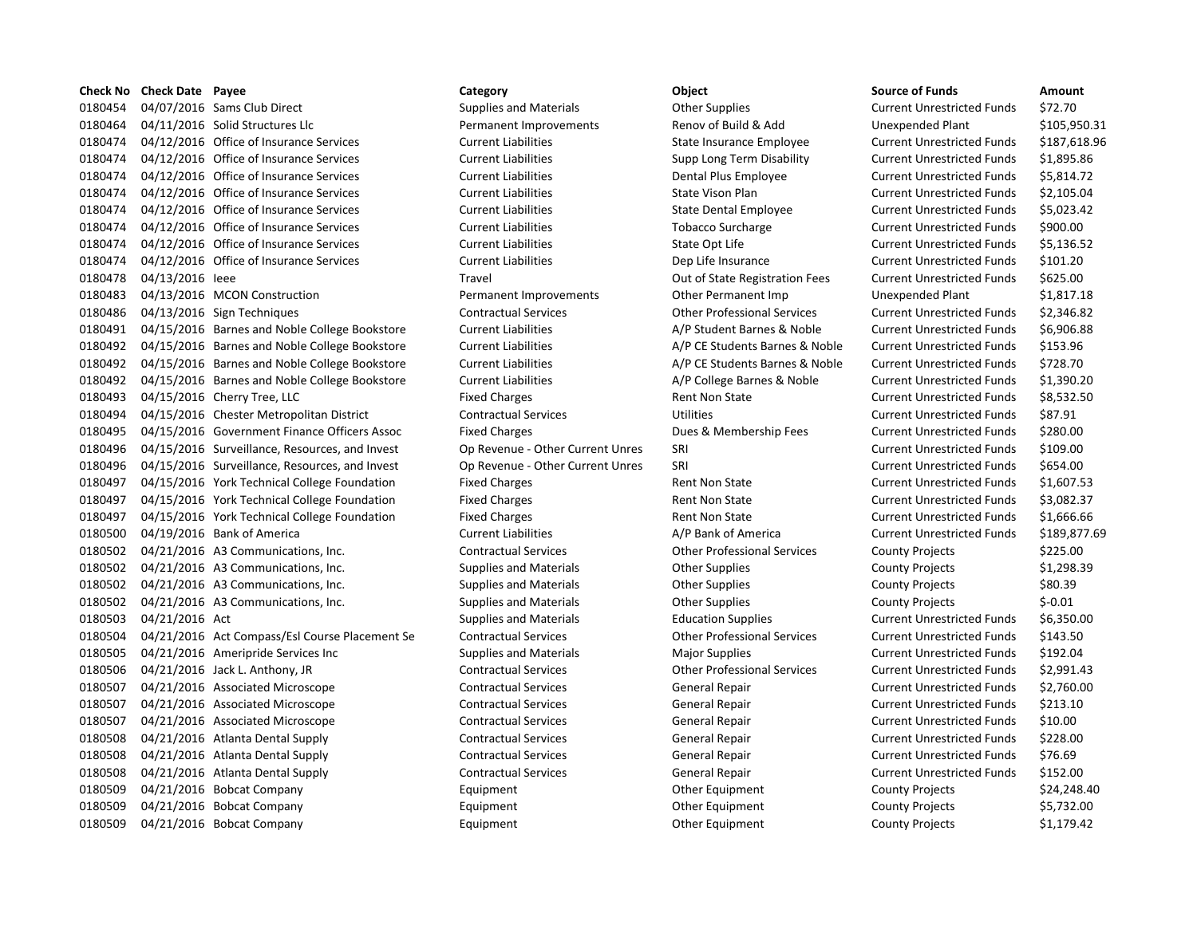| Check No | Check Date | Payee | Category | Object | Source of Funds | Amount |
|---|---|---|---|---|---|---|
| 0180454 | 04/07/2016 | Sams Club Direct | Supplies and Materials | Other Supplies | Current Unrestricted Funds | $72.70 |
| 0180464 | 04/11/2016 | Solid Structures Llc | Permanent Improvements | Renov of Build & Add | Unexpended Plant | $105,950.31 |
| 0180474 | 04/12/2016 | Office of Insurance Services | Current Liabilities | State Insurance Employee | Current Unrestricted Funds | $187,618.96 |
| 0180474 | 04/12/2016 | Office of Insurance Services | Current Liabilities | Supp Long Term Disability | Current Unrestricted Funds | $1,895.86 |
| 0180474 | 04/12/2016 | Office of Insurance Services | Current Liabilities | Dental Plus Employee | Current Unrestricted Funds | $5,814.72 |
| 0180474 | 04/12/2016 | Office of Insurance Services | Current Liabilities | State Vison Plan | Current Unrestricted Funds | $2,105.04 |
| 0180474 | 04/12/2016 | Office of Insurance Services | Current Liabilities | State Dental Employee | Current Unrestricted Funds | $5,023.42 |
| 0180474 | 04/12/2016 | Office of Insurance Services | Current Liabilities | Tobacco Surcharge | Current Unrestricted Funds | $900.00 |
| 0180474 | 04/12/2016 | Office of Insurance Services | Current Liabilities | State Opt Life | Current Unrestricted Funds | $5,136.52 |
| 0180474 | 04/12/2016 | Office of Insurance Services | Current Liabilities | Dep Life Insurance | Current Unrestricted Funds | $101.20 |
| 0180478 | 04/13/2016 | Ieee | Travel | Out of State Registration Fees | Current Unrestricted Funds | $625.00 |
| 0180483 | 04/13/2016 | MCON Construction | Permanent Improvements | Other Permanent Imp | Unexpended Plant | $1,817.18 |
| 0180486 | 04/13/2016 | Sign Techniques | Contractual Services | Other Professional Services | Current Unrestricted Funds | $2,346.82 |
| 0180491 | 04/15/2016 | Barnes and Noble College Bookstore | Current Liabilities | A/P Student Barnes & Noble | Current Unrestricted Funds | $6,906.88 |
| 0180492 | 04/15/2016 | Barnes and Noble College Bookstore | Current Liabilities | A/P CE Students Barnes & Noble | Current Unrestricted Funds | $153.96 |
| 0180492 | 04/15/2016 | Barnes and Noble College Bookstore | Current Liabilities | A/P CE Students Barnes & Noble | Current Unrestricted Funds | $728.70 |
| 0180492 | 04/15/2016 | Barnes and Noble College Bookstore | Current Liabilities | A/P College Barnes & Noble | Current Unrestricted Funds | $1,390.20 |
| 0180493 | 04/15/2016 | Cherry Tree, LLC | Fixed Charges | Rent Non State | Current Unrestricted Funds | $8,532.50 |
| 0180494 | 04/15/2016 | Chester Metropolitan District | Contractual Services | Utilities | Current Unrestricted Funds | $87.91 |
| 0180495 | 04/15/2016 | Government Finance Officers Assoc | Fixed Charges | Dues & Membership Fees | Current Unrestricted Funds | $280.00 |
| 0180496 | 04/15/2016 | Surveillance, Resources, and Invest | Op Revenue - Other Current Unres | SRI | Current Unrestricted Funds | $109.00 |
| 0180496 | 04/15/2016 | Surveillance, Resources, and Invest | Op Revenue - Other Current Unres | SRI | Current Unrestricted Funds | $654.00 |
| 0180497 | 04/15/2016 | York Technical College Foundation | Fixed Charges | Rent Non State | Current Unrestricted Funds | $1,607.53 |
| 0180497 | 04/15/2016 | York Technical College Foundation | Fixed Charges | Rent Non State | Current Unrestricted Funds | $3,082.37 |
| 0180497 | 04/15/2016 | York Technical College Foundation | Fixed Charges | Rent Non State | Current Unrestricted Funds | $1,666.66 |
| 0180500 | 04/19/2016 | Bank of America | Current Liabilities | A/P Bank of America | Current Unrestricted Funds | $189,877.69 |
| 0180502 | 04/21/2016 | A3 Communications, Inc. | Contractual Services | Other Professional Services | County Projects | $225.00 |
| 0180502 | 04/21/2016 | A3 Communications, Inc. | Supplies and Materials | Other Supplies | County Projects | $1,298.39 |
| 0180502 | 04/21/2016 | A3 Communications, Inc. | Supplies and Materials | Other Supplies | County Projects | $80.39 |
| 0180502 | 04/21/2016 | A3 Communications, Inc. | Supplies and Materials | Other Supplies | County Projects | $-0.01 |
| 0180503 | 04/21/2016 | Act | Supplies and Materials | Education Supplies | Current Unrestricted Funds | $6,350.00 |
| 0180504 | 04/21/2016 | Act Compass/Esl Course Placement Se | Contractual Services | Other Professional Services | Current Unrestricted Funds | $143.50 |
| 0180505 | 04/21/2016 | Ameripride Services Inc | Supplies and Materials | Major Supplies | Current Unrestricted Funds | $192.04 |
| 0180506 | 04/21/2016 | Jack L. Anthony, JR | Contractual Services | Other Professional Services | Current Unrestricted Funds | $2,991.43 |
| 0180507 | 04/21/2016 | Associated Microscope | Contractual Services | General Repair | Current Unrestricted Funds | $2,760.00 |
| 0180507 | 04/21/2016 | Associated Microscope | Contractual Services | General Repair | Current Unrestricted Funds | $213.10 |
| 0180507 | 04/21/2016 | Associated Microscope | Contractual Services | General Repair | Current Unrestricted Funds | $10.00 |
| 0180508 | 04/21/2016 | Atlanta Dental Supply | Contractual Services | General Repair | Current Unrestricted Funds | $228.00 |
| 0180508 | 04/21/2016 | Atlanta Dental Supply | Contractual Services | General Repair | Current Unrestricted Funds | $76.69 |
| 0180508 | 04/21/2016 | Atlanta Dental Supply | Contractual Services | General Repair | Current Unrestricted Funds | $152.00 |
| 0180509 | 04/21/2016 | Bobcat Company | Equipment | Other Equipment | County Projects | $24,248.40 |
| 0180509 | 04/21/2016 | Bobcat Company | Equipment | Other Equipment | County Projects | $5,732.00 |
| 0180509 | 04/21/2016 | Bobcat Company | Equipment | Other Equipment | County Projects | $1,179.42 |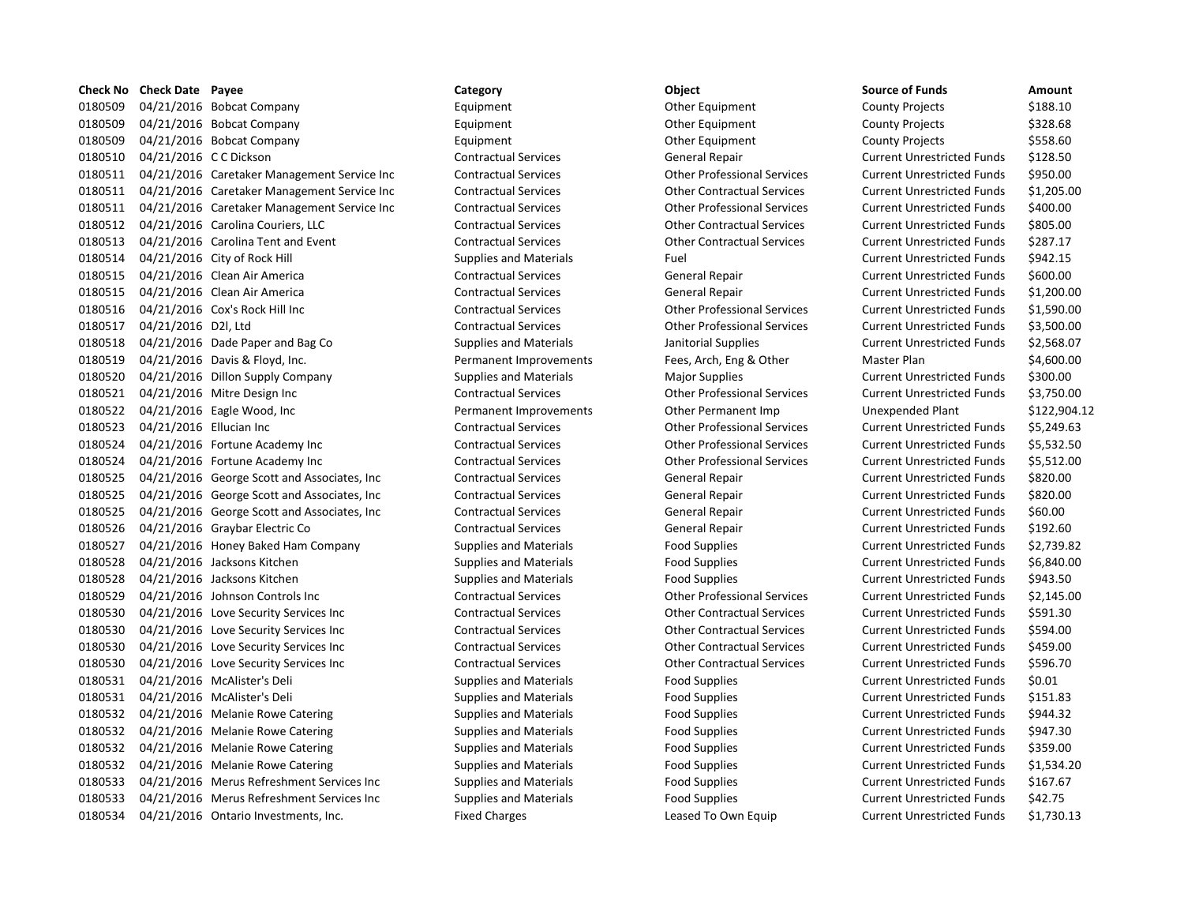| Check No | Check Date | Payee | Category | Object | Source of Funds | Amount |
|---|---|---|---|---|---|---|
| 0180509 | 04/21/2016 | Bobcat Company | Equipment | Other Equipment | County Projects | $188.10 |
| 0180509 | 04/21/2016 | Bobcat Company | Equipment | Other Equipment | County Projects | $328.68 |
| 0180509 | 04/21/2016 | Bobcat Company | Equipment | Other Equipment | County Projects | $558.60 |
| 0180510 | 04/21/2016 | C C Dickson | Contractual Services | General Repair | Current Unrestricted Funds | $128.50 |
| 0180511 | 04/21/2016 | Caretaker Management Service Inc | Contractual Services | Other Professional Services | Current Unrestricted Funds | $950.00 |
| 0180511 | 04/21/2016 | Caretaker Management Service Inc | Contractual Services | Other Contractual Services | Current Unrestricted Funds | $1,205.00 |
| 0180511 | 04/21/2016 | Caretaker Management Service Inc | Contractual Services | Other Professional Services | Current Unrestricted Funds | $400.00 |
| 0180512 | 04/21/2016 | Carolina Couriers, LLC | Contractual Services | Other Contractual Services | Current Unrestricted Funds | $805.00 |
| 0180513 | 04/21/2016 | Carolina Tent and Event | Contractual Services | Other Contractual Services | Current Unrestricted Funds | $287.17 |
| 0180514 | 04/21/2016 | City of Rock Hill | Supplies and Materials | Fuel | Current Unrestricted Funds | $942.15 |
| 0180515 | 04/21/2016 | Clean Air America | Contractual Services | General Repair | Current Unrestricted Funds | $600.00 |
| 0180515 | 04/21/2016 | Clean Air America | Contractual Services | General Repair | Current Unrestricted Funds | $1,200.00 |
| 0180516 | 04/21/2016 | Cox's Rock Hill Inc | Contractual Services | Other Professional Services | Current Unrestricted Funds | $1,590.00 |
| 0180517 | 04/21/2016 | D2l, Ltd | Contractual Services | Other Professional Services | Current Unrestricted Funds | $3,500.00 |
| 0180518 | 04/21/2016 | Dade Paper and Bag Co | Supplies and Materials | Janitorial Supplies | Current Unrestricted Funds | $2,568.07 |
| 0180519 | 04/21/2016 | Davis & Floyd, Inc. | Permanent Improvements | Fees, Arch, Eng & Other | Master Plan | $4,600.00 |
| 0180520 | 04/21/2016 | Dillon Supply Company | Supplies and Materials | Major Supplies | Current Unrestricted Funds | $300.00 |
| 0180521 | 04/21/2016 | Mitre Design Inc | Contractual Services | Other Professional Services | Current Unrestricted Funds | $3,750.00 |
| 0180522 | 04/21/2016 | Eagle Wood, Inc | Permanent Improvements | Other Permanent Imp | Unexpended Plant | $122,904.12 |
| 0180523 | 04/21/2016 | Ellucian Inc | Contractual Services | Other Professional Services | Current Unrestricted Funds | $5,249.63 |
| 0180524 | 04/21/2016 | Fortune Academy Inc | Contractual Services | Other Professional Services | Current Unrestricted Funds | $5,532.50 |
| 0180524 | 04/21/2016 | Fortune Academy Inc | Contractual Services | Other Professional Services | Current Unrestricted Funds | $5,512.00 |
| 0180525 | 04/21/2016 | George Scott and Associates, Inc | Contractual Services | General Repair | Current Unrestricted Funds | $820.00 |
| 0180525 | 04/21/2016 | George Scott and Associates, Inc | Contractual Services | General Repair | Current Unrestricted Funds | $820.00 |
| 0180525 | 04/21/2016 | George Scott and Associates, Inc | Contractual Services | General Repair | Current Unrestricted Funds | $60.00 |
| 0180526 | 04/21/2016 | Graybar Electric Co | Contractual Services | General Repair | Current Unrestricted Funds | $192.60 |
| 0180527 | 04/21/2016 | Honey Baked Ham Company | Supplies and Materials | Food Supplies | Current Unrestricted Funds | $2,739.82 |
| 0180528 | 04/21/2016 | Jacksons Kitchen | Supplies and Materials | Food Supplies | Current Unrestricted Funds | $6,840.00 |
| 0180528 | 04/21/2016 | Jacksons Kitchen | Supplies and Materials | Food Supplies | Current Unrestricted Funds | $943.50 |
| 0180529 | 04/21/2016 | Johnson Controls Inc | Contractual Services | Other Professional Services | Current Unrestricted Funds | $2,145.00 |
| 0180530 | 04/21/2016 | Love Security Services Inc | Contractual Services | Other Contractual Services | Current Unrestricted Funds | $591.30 |
| 0180530 | 04/21/2016 | Love Security Services Inc | Contractual Services | Other Contractual Services | Current Unrestricted Funds | $594.00 |
| 0180530 | 04/21/2016 | Love Security Services Inc | Contractual Services | Other Contractual Services | Current Unrestricted Funds | $459.00 |
| 0180530 | 04/21/2016 | Love Security Services Inc | Contractual Services | Other Contractual Services | Current Unrestricted Funds | $596.70 |
| 0180531 | 04/21/2016 | McAlister's Deli | Supplies and Materials | Food Supplies | Current Unrestricted Funds | $0.01 |
| 0180531 | 04/21/2016 | McAlister's Deli | Supplies and Materials | Food Supplies | Current Unrestricted Funds | $151.83 |
| 0180532 | 04/21/2016 | Melanie Rowe Catering | Supplies and Materials | Food Supplies | Current Unrestricted Funds | $944.32 |
| 0180532 | 04/21/2016 | Melanie Rowe Catering | Supplies and Materials | Food Supplies | Current Unrestricted Funds | $947.30 |
| 0180532 | 04/21/2016 | Melanie Rowe Catering | Supplies and Materials | Food Supplies | Current Unrestricted Funds | $359.00 |
| 0180532 | 04/21/2016 | Melanie Rowe Catering | Supplies and Materials | Food Supplies | Current Unrestricted Funds | $1,534.20 |
| 0180533 | 04/21/2016 | Merus Refreshment Services Inc | Supplies and Materials | Food Supplies | Current Unrestricted Funds | $167.67 |
| 0180533 | 04/21/2016 | Merus Refreshment Services Inc | Supplies and Materials | Food Supplies | Current Unrestricted Funds | $42.75 |
| 0180534 | 04/21/2016 | Ontario Investments, Inc. | Fixed Charges | Leased To Own Equip | Current Unrestricted Funds | $1,730.13 |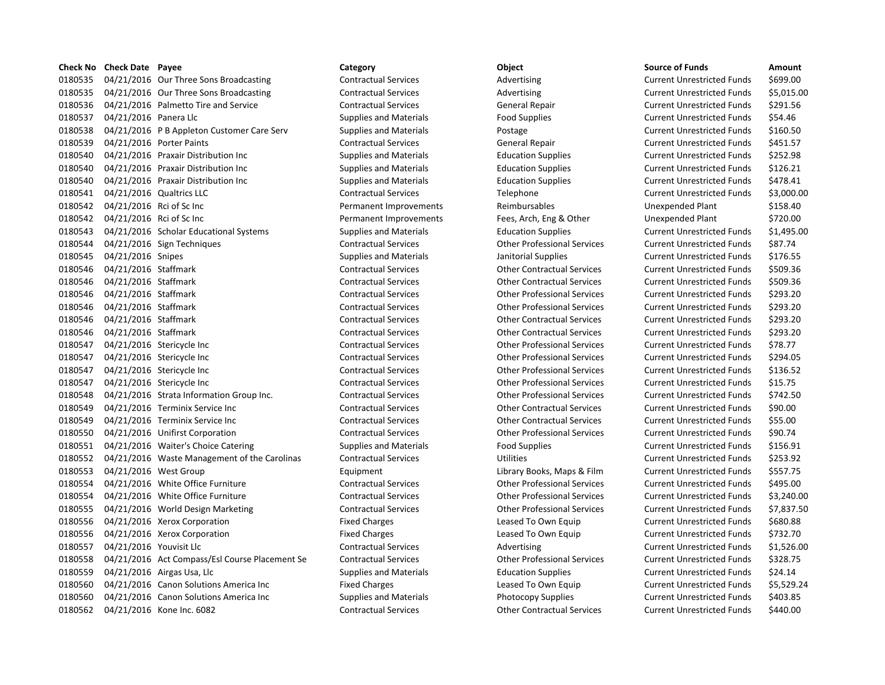| Check No | Check Date | Payee | Category | Object | Source of Funds | Amount |
|---|---|---|---|---|---|---|
| 0180535 | 04/21/2016 | Our Three Sons Broadcasting | Contractual Services | Advertising | Current Unrestricted Funds | $699.00 |
| 0180535 | 04/21/2016 | Our Three Sons Broadcasting | Contractual Services | Advertising | Current Unrestricted Funds | $5,015.00 |
| 0180536 | 04/21/2016 | Palmetto Tire and Service | Contractual Services | General Repair | Current Unrestricted Funds | $291.56 |
| 0180537 | 04/21/2016 | Panera Llc | Supplies and Materials | Food Supplies | Current Unrestricted Funds | $54.46 |
| 0180538 | 04/21/2016 | P B Appleton Customer Care Serv | Supplies and Materials | Postage | Current Unrestricted Funds | $160.50 |
| 0180539 | 04/21/2016 | Porter Paints | Contractual Services | General Repair | Current Unrestricted Funds | $451.57 |
| 0180540 | 04/21/2016 | Praxair Distribution Inc | Supplies and Materials | Education Supplies | Current Unrestricted Funds | $252.98 |
| 0180540 | 04/21/2016 | Praxair Distribution Inc | Supplies and Materials | Education Supplies | Current Unrestricted Funds | $126.21 |
| 0180540 | 04/21/2016 | Praxair Distribution Inc | Supplies and Materials | Education Supplies | Current Unrestricted Funds | $478.41 |
| 0180541 | 04/21/2016 | Qualtrics LLC | Contractual Services | Telephone | Current Unrestricted Funds | $3,000.00 |
| 0180542 | 04/21/2016 | Rci of Sc Inc | Permanent Improvements | Reimbursables | Unexpended Plant | $158.40 |
| 0180542 | 04/21/2016 | Rci of Sc Inc | Permanent Improvements | Fees, Arch, Eng & Other | Unexpended Plant | $720.00 |
| 0180543 | 04/21/2016 | Scholar Educational Systems | Supplies and Materials | Education Supplies | Current Unrestricted Funds | $1,495.00 |
| 0180544 | 04/21/2016 | Sign Techniques | Contractual Services | Other Professional Services | Current Unrestricted Funds | $87.74 |
| 0180545 | 04/21/2016 | Snipes | Supplies and Materials | Janitorial Supplies | Current Unrestricted Funds | $176.55 |
| 0180546 | 04/21/2016 | Staffmark | Contractual Services | Other Contractual Services | Current Unrestricted Funds | $509.36 |
| 0180546 | 04/21/2016 | Staffmark | Contractual Services | Other Contractual Services | Current Unrestricted Funds | $509.36 |
| 0180546 | 04/21/2016 | Staffmark | Contractual Services | Other Professional Services | Current Unrestricted Funds | $293.20 |
| 0180546 | 04/21/2016 | Staffmark | Contractual Services | Other Professional Services | Current Unrestricted Funds | $293.20 |
| 0180546 | 04/21/2016 | Staffmark | Contractual Services | Other Contractual Services | Current Unrestricted Funds | $293.20 |
| 0180546 | 04/21/2016 | Staffmark | Contractual Services | Other Contractual Services | Current Unrestricted Funds | $293.20 |
| 0180547 | 04/21/2016 | Stericycle Inc | Contractual Services | Other Professional Services | Current Unrestricted Funds | $78.77 |
| 0180547 | 04/21/2016 | Stericycle Inc | Contractual Services | Other Professional Services | Current Unrestricted Funds | $294.05 |
| 0180547 | 04/21/2016 | Stericycle Inc | Contractual Services | Other Professional Services | Current Unrestricted Funds | $136.52 |
| 0180547 | 04/21/2016 | Stericycle Inc | Contractual Services | Other Professional Services | Current Unrestricted Funds | $15.75 |
| 0180548 | 04/21/2016 | Strata Information Group Inc. | Contractual Services | Other Professional Services | Current Unrestricted Funds | $742.50 |
| 0180549 | 04/21/2016 | Terminix Service Inc | Contractual Services | Other Contractual Services | Current Unrestricted Funds | $90.00 |
| 0180549 | 04/21/2016 | Terminix Service Inc | Contractual Services | Other Contractual Services | Current Unrestricted Funds | $55.00 |
| 0180550 | 04/21/2016 | Unifirst Corporation | Contractual Services | Other Professional Services | Current Unrestricted Funds | $90.74 |
| 0180551 | 04/21/2016 | Waiter's Choice Catering | Supplies and Materials | Food Supplies | Current Unrestricted Funds | $156.91 |
| 0180552 | 04/21/2016 | Waste Management of the Carolinas | Contractual Services | Utilities | Current Unrestricted Funds | $253.92 |
| 0180553 | 04/21/2016 | West Group | Equipment | Library Books, Maps & Film | Current Unrestricted Funds | $557.75 |
| 0180554 | 04/21/2016 | White Office Furniture | Contractual Services | Other Professional Services | Current Unrestricted Funds | $495.00 |
| 0180554 | 04/21/2016 | White Office Furniture | Contractual Services | Other Professional Services | Current Unrestricted Funds | $3,240.00 |
| 0180555 | 04/21/2016 | World Design Marketing | Contractual Services | Other Professional Services | Current Unrestricted Funds | $7,837.50 |
| 0180556 | 04/21/2016 | Xerox Corporation | Fixed Charges | Leased To Own Equip | Current Unrestricted Funds | $680.88 |
| 0180556 | 04/21/2016 | Xerox Corporation | Fixed Charges | Leased To Own Equip | Current Unrestricted Funds | $732.70 |
| 0180557 | 04/21/2016 | Youvisit Llc | Contractual Services | Advertising | Current Unrestricted Funds | $1,526.00 |
| 0180558 | 04/21/2016 | Act Compass/Esl Course Placement Se | Contractual Services | Other Professional Services | Current Unrestricted Funds | $328.75 |
| 0180559 | 04/21/2016 | Airgas Usa, Llc | Supplies and Materials | Education Supplies | Current Unrestricted Funds | $24.14 |
| 0180560 | 04/21/2016 | Canon Solutions America Inc | Fixed Charges | Leased To Own Equip | Current Unrestricted Funds | $5,529.24 |
| 0180560 | 04/21/2016 | Canon Solutions America Inc | Supplies and Materials | Photocopy Supplies | Current Unrestricted Funds | $403.85 |
| 0180562 | 04/21/2016 | Kone Inc. 6082 | Contractual Services | Other Contractual Services | Current Unrestricted Funds | $440.00 |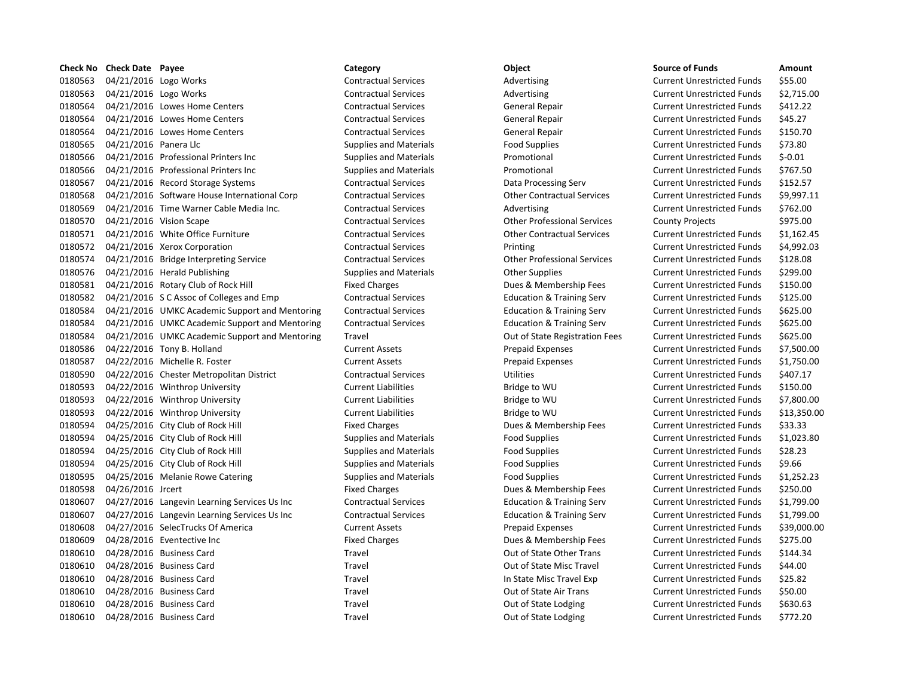| Check No | Check Date | Payee | Category | Object | Source of Funds | Amount |
| --- | --- | --- | --- | --- | --- | --- |
| 0180563 | 04/21/2016 | Logo Works | Contractual Services | Advertising | Current Unrestricted Funds | $55.00 |
| 0180563 | 04/21/2016 | Logo Works | Contractual Services | Advertising | Current Unrestricted Funds | $2,715.00 |
| 0180564 | 04/21/2016 | Lowes Home Centers | Contractual Services | General Repair | Current Unrestricted Funds | $412.22 |
| 0180564 | 04/21/2016 | Lowes Home Centers | Contractual Services | General Repair | Current Unrestricted Funds | $45.27 |
| 0180564 | 04/21/2016 | Lowes Home Centers | Contractual Services | General Repair | Current Unrestricted Funds | $150.70 |
| 0180565 | 04/21/2016 | Panera Llc | Supplies and Materials | Food Supplies | Current Unrestricted Funds | $73.80 |
| 0180566 | 04/21/2016 | Professional Printers Inc | Supplies and Materials | Promotional | Current Unrestricted Funds | $-0.01 |
| 0180566 | 04/21/2016 | Professional Printers Inc | Supplies and Materials | Promotional | Current Unrestricted Funds | $767.50 |
| 0180567 | 04/21/2016 | Record Storage Systems | Contractual Services | Data Processing Serv | Current Unrestricted Funds | $152.57 |
| 0180568 | 04/21/2016 | Software House International Corp | Contractual Services | Other Contractual Services | Current Unrestricted Funds | $9,997.11 |
| 0180569 | 04/21/2016 | Time Warner Cable Media Inc. | Contractual Services | Advertising | Current Unrestricted Funds | $762.00 |
| 0180570 | 04/21/2016 | Vision Scape | Contractual Services | Other Professional Services | County Projects | $975.00 |
| 0180571 | 04/21/2016 | White Office Furniture | Contractual Services | Other Contractual Services | Current Unrestricted Funds | $1,162.45 |
| 0180572 | 04/21/2016 | Xerox Corporation | Contractual Services | Printing | Current Unrestricted Funds | $4,992.03 |
| 0180574 | 04/21/2016 | Bridge Interpreting Service | Contractual Services | Other Professional Services | Current Unrestricted Funds | $128.08 |
| 0180576 | 04/21/2016 | Herald Publishing | Supplies and Materials | Other Supplies | Current Unrestricted Funds | $299.00 |
| 0180581 | 04/21/2016 | Rotary Club of Rock Hill | Fixed Charges | Dues & Membership Fees | Current Unrestricted Funds | $150.00 |
| 0180582 | 04/21/2016 | S C Assoc of Colleges and Emp | Contractual Services | Education & Training Serv | Current Unrestricted Funds | $125.00 |
| 0180584 | 04/21/2016 | UMKC Academic Support and Mentoring | Contractual Services | Education & Training Serv | Current Unrestricted Funds | $625.00 |
| 0180584 | 04/21/2016 | UMKC Academic Support and Mentoring | Contractual Services | Education & Training Serv | Current Unrestricted Funds | $625.00 |
| 0180584 | 04/21/2016 | UMKC Academic Support and Mentoring | Travel | Out of State Registration Fees | Current Unrestricted Funds | $625.00 |
| 0180586 | 04/22/2016 | Tony B. Holland | Current Assets | Prepaid Expenses | Current Unrestricted Funds | $7,500.00 |
| 0180587 | 04/22/2016 | Michelle R. Foster | Current Assets | Prepaid Expenses | Current Unrestricted Funds | $1,750.00 |
| 0180590 | 04/22/2016 | Chester Metropolitan District | Contractual Services | Utilities | Current Unrestricted Funds | $407.17 |
| 0180593 | 04/22/2016 | Winthrop University | Current Liabilities | Bridge to WU | Current Unrestricted Funds | $150.00 |
| 0180593 | 04/22/2016 | Winthrop University | Current Liabilities | Bridge to WU | Current Unrestricted Funds | $7,800.00 |
| 0180593 | 04/22/2016 | Winthrop University | Current Liabilities | Bridge to WU | Current Unrestricted Funds | $13,350.00 |
| 0180594 | 04/25/2016 | City Club of Rock Hill | Fixed Charges | Dues & Membership Fees | Current Unrestricted Funds | $33.33 |
| 0180594 | 04/25/2016 | City Club of Rock Hill | Supplies and Materials | Food Supplies | Current Unrestricted Funds | $1,023.80 |
| 0180594 | 04/25/2016 | City Club of Rock Hill | Supplies and Materials | Food Supplies | Current Unrestricted Funds | $28.23 |
| 0180594 | 04/25/2016 | City Club of Rock Hill | Supplies and Materials | Food Supplies | Current Unrestricted Funds | $9.66 |
| 0180595 | 04/25/2016 | Melanie Rowe Catering | Supplies and Materials | Food Supplies | Current Unrestricted Funds | $1,252.23 |
| 0180598 | 04/26/2016 | Jrcert | Fixed Charges | Dues & Membership Fees | Current Unrestricted Funds | $250.00 |
| 0180607 | 04/27/2016 | Langevin Learning Services Us Inc | Contractual Services | Education & Training Serv | Current Unrestricted Funds | $1,799.00 |
| 0180607 | 04/27/2016 | Langevin Learning Services Us Inc | Contractual Services | Education & Training Serv | Current Unrestricted Funds | $1,799.00 |
| 0180608 | 04/27/2016 | SelecTrucks Of America | Current Assets | Prepaid Expenses | Current Unrestricted Funds | $39,000.00 |
| 0180609 | 04/28/2016 | Eventective Inc | Fixed Charges | Dues & Membership Fees | Current Unrestricted Funds | $275.00 |
| 0180610 | 04/28/2016 | Business Card | Travel | Out of State Other Trans | Current Unrestricted Funds | $144.34 |
| 0180610 | 04/28/2016 | Business Card | Travel | Out of State Misc Travel | Current Unrestricted Funds | $44.00 |
| 0180610 | 04/28/2016 | Business Card | Travel | In State Misc Travel Exp | Current Unrestricted Funds | $25.82 |
| 0180610 | 04/28/2016 | Business Card | Travel | Out of State Air Trans | Current Unrestricted Funds | $50.00 |
| 0180610 | 04/28/2016 | Business Card | Travel | Out of State Lodging | Current Unrestricted Funds | $630.63 |
| 0180610 | 04/28/2016 | Business Card | Travel | Out of State Lodging | Current Unrestricted Funds | $772.20 |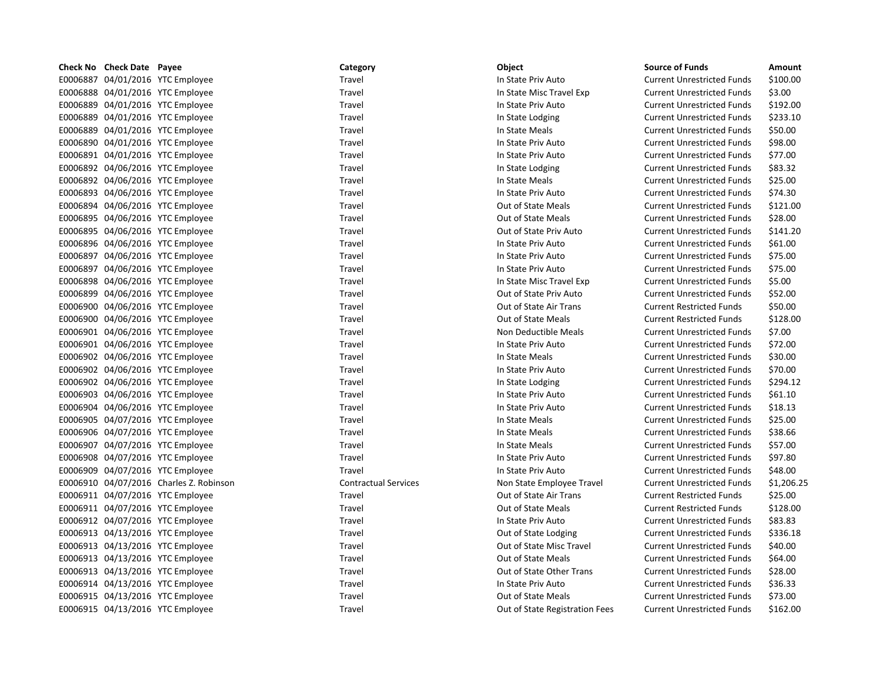| Check No | Check Date | Payee | Category | Object | Source of Funds | Amount |
|---|---|---|---|---|---|---|
| E0006887 | 04/01/2016 | YTC Employee | Travel | In State Priv Auto | Current Unrestricted Funds | $100.00 |
| E0006888 | 04/01/2016 | YTC Employee | Travel | In State Misc Travel Exp | Current Unrestricted Funds | $3.00 |
| E0006889 | 04/01/2016 | YTC Employee | Travel | In State Priv Auto | Current Unrestricted Funds | $192.00 |
| E0006889 | 04/01/2016 | YTC Employee | Travel | In State Lodging | Current Unrestricted Funds | $233.10 |
| E0006889 | 04/01/2016 | YTC Employee | Travel | In State Meals | Current Unrestricted Funds | $50.00 |
| E0006890 | 04/01/2016 | YTC Employee | Travel | In State Priv Auto | Current Unrestricted Funds | $98.00 |
| E0006891 | 04/01/2016 | YTC Employee | Travel | In State Priv Auto | Current Unrestricted Funds | $77.00 |
| E0006892 | 04/06/2016 | YTC Employee | Travel | In State Lodging | Current Unrestricted Funds | $83.32 |
| E0006892 | 04/06/2016 | YTC Employee | Travel | In State Meals | Current Unrestricted Funds | $25.00 |
| E0006893 | 04/06/2016 | YTC Employee | Travel | In State Priv Auto | Current Unrestricted Funds | $74.30 |
| E0006894 | 04/06/2016 | YTC Employee | Travel | Out of State Meals | Current Unrestricted Funds | $121.00 |
| E0006895 | 04/06/2016 | YTC Employee | Travel | Out of State Meals | Current Unrestricted Funds | $28.00 |
| E0006895 | 04/06/2016 | YTC Employee | Travel | Out of State Priv Auto | Current Unrestricted Funds | $141.20 |
| E0006896 | 04/06/2016 | YTC Employee | Travel | In State Priv Auto | Current Unrestricted Funds | $61.00 |
| E0006897 | 04/06/2016 | YTC Employee | Travel | In State Priv Auto | Current Unrestricted Funds | $75.00 |
| E0006897 | 04/06/2016 | YTC Employee | Travel | In State Priv Auto | Current Unrestricted Funds | $75.00 |
| E0006898 | 04/06/2016 | YTC Employee | Travel | In State Misc Travel Exp | Current Unrestricted Funds | $5.00 |
| E0006899 | 04/06/2016 | YTC Employee | Travel | Out of State Priv Auto | Current Unrestricted Funds | $52.00 |
| E0006900 | 04/06/2016 | YTC Employee | Travel | Out of State Air Trans | Current Restricted Funds | $50.00 |
| E0006900 | 04/06/2016 | YTC Employee | Travel | Out of State Meals | Current Restricted Funds | $128.00 |
| E0006901 | 04/06/2016 | YTC Employee | Travel | Non Deductible Meals | Current Unrestricted Funds | $7.00 |
| E0006901 | 04/06/2016 | YTC Employee | Travel | In State Priv Auto | Current Unrestricted Funds | $72.00 |
| E0006902 | 04/06/2016 | YTC Employee | Travel | In State Meals | Current Unrestricted Funds | $30.00 |
| E0006902 | 04/06/2016 | YTC Employee | Travel | In State Priv Auto | Current Unrestricted Funds | $70.00 |
| E0006902 | 04/06/2016 | YTC Employee | Travel | In State Lodging | Current Unrestricted Funds | $294.12 |
| E0006903 | 04/06/2016 | YTC Employee | Travel | In State Priv Auto | Current Unrestricted Funds | $61.10 |
| E0006904 | 04/06/2016 | YTC Employee | Travel | In State Priv Auto | Current Unrestricted Funds | $18.13 |
| E0006905 | 04/07/2016 | YTC Employee | Travel | In State Meals | Current Unrestricted Funds | $25.00 |
| E0006906 | 04/07/2016 | YTC Employee | Travel | In State Meals | Current Unrestricted Funds | $38.66 |
| E0006907 | 04/07/2016 | YTC Employee | Travel | In State Meals | Current Unrestricted Funds | $57.00 |
| E0006908 | 04/07/2016 | YTC Employee | Travel | In State Priv Auto | Current Unrestricted Funds | $97.80 |
| E0006909 | 04/07/2016 | YTC Employee | Travel | In State Priv Auto | Current Unrestricted Funds | $48.00 |
| E0006910 | 04/07/2016 | Charles Z. Robinson | Contractual Services | Non State Employee Travel | Current Unrestricted Funds | $1,206.25 |
| E0006911 | 04/07/2016 | YTC Employee | Travel | Out of State Air Trans | Current Restricted Funds | $25.00 |
| E0006911 | 04/07/2016 | YTC Employee | Travel | Out of State Meals | Current Restricted Funds | $128.00 |
| E0006912 | 04/07/2016 | YTC Employee | Travel | In State Priv Auto | Current Unrestricted Funds | $83.83 |
| E0006913 | 04/13/2016 | YTC Employee | Travel | Out of State Lodging | Current Unrestricted Funds | $336.18 |
| E0006913 | 04/13/2016 | YTC Employee | Travel | Out of State Misc Travel | Current Unrestricted Funds | $40.00 |
| E0006913 | 04/13/2016 | YTC Employee | Travel | Out of State Meals | Current Unrestricted Funds | $64.00 |
| E0006913 | 04/13/2016 | YTC Employee | Travel | Out of State Other Trans | Current Unrestricted Funds | $28.00 |
| E0006914 | 04/13/2016 | YTC Employee | Travel | In State Priv Auto | Current Unrestricted Funds | $36.33 |
| E0006915 | 04/13/2016 | YTC Employee | Travel | Out of State Meals | Current Unrestricted Funds | $73.00 |
| E0006915 | 04/13/2016 | YTC Employee | Travel | Out of State Registration Fees | Current Unrestricted Funds | $162.00 |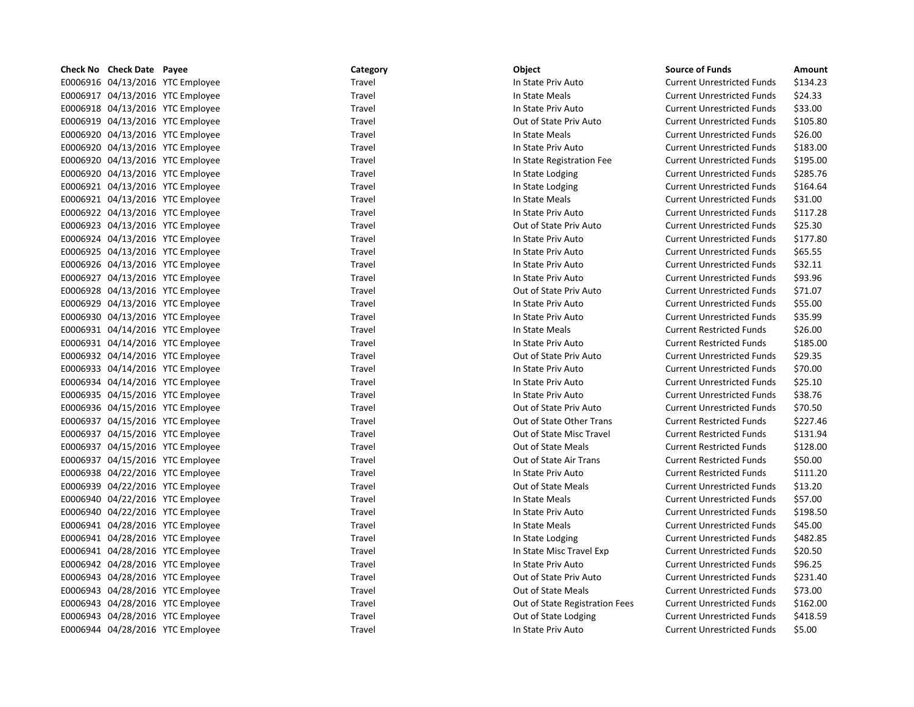| Check No | Check Date | Payee | Category | Object | Source of Funds | Amount |
| --- | --- | --- | --- | --- | --- | --- |
| E0006916 | 04/13/2016 | YTC Employee | Travel | In State Priv Auto | Current Unrestricted Funds | $134.23 |
| E0006917 | 04/13/2016 | YTC Employee | Travel | In State Meals | Current Unrestricted Funds | $24.33 |
| E0006918 | 04/13/2016 | YTC Employee | Travel | In State Priv Auto | Current Unrestricted Funds | $33.00 |
| E0006919 | 04/13/2016 | YTC Employee | Travel | Out of State Priv Auto | Current Unrestricted Funds | $105.80 |
| E0006920 | 04/13/2016 | YTC Employee | Travel | In State Meals | Current Unrestricted Funds | $26.00 |
| E0006920 | 04/13/2016 | YTC Employee | Travel | In State Priv Auto | Current Unrestricted Funds | $183.00 |
| E0006920 | 04/13/2016 | YTC Employee | Travel | In State Registration Fee | Current Unrestricted Funds | $195.00 |
| E0006920 | 04/13/2016 | YTC Employee | Travel | In State Lodging | Current Unrestricted Funds | $285.76 |
| E0006921 | 04/13/2016 | YTC Employee | Travel | In State Lodging | Current Unrestricted Funds | $164.64 |
| E0006921 | 04/13/2016 | YTC Employee | Travel | In State Meals | Current Unrestricted Funds | $31.00 |
| E0006922 | 04/13/2016 | YTC Employee | Travel | In State Priv Auto | Current Unrestricted Funds | $117.28 |
| E0006923 | 04/13/2016 | YTC Employee | Travel | Out of State Priv Auto | Current Unrestricted Funds | $25.30 |
| E0006924 | 04/13/2016 | YTC Employee | Travel | In State Priv Auto | Current Unrestricted Funds | $177.80 |
| E0006925 | 04/13/2016 | YTC Employee | Travel | In State Priv Auto | Current Unrestricted Funds | $65.55 |
| E0006926 | 04/13/2016 | YTC Employee | Travel | In State Priv Auto | Current Unrestricted Funds | $32.11 |
| E0006927 | 04/13/2016 | YTC Employee | Travel | In State Priv Auto | Current Unrestricted Funds | $93.96 |
| E0006928 | 04/13/2016 | YTC Employee | Travel | Out of State Priv Auto | Current Unrestricted Funds | $71.07 |
| E0006929 | 04/13/2016 | YTC Employee | Travel | In State Priv Auto | Current Unrestricted Funds | $55.00 |
| E0006930 | 04/13/2016 | YTC Employee | Travel | In State Priv Auto | Current Unrestricted Funds | $35.99 |
| E0006931 | 04/14/2016 | YTC Employee | Travel | In State Meals | Current Restricted Funds | $26.00 |
| E0006931 | 04/14/2016 | YTC Employee | Travel | In State Priv Auto | Current Restricted Funds | $185.00 |
| E0006932 | 04/14/2016 | YTC Employee | Travel | Out of State Priv Auto | Current Unrestricted Funds | $29.35 |
| E0006933 | 04/14/2016 | YTC Employee | Travel | In State Priv Auto | Current Unrestricted Funds | $70.00 |
| E0006934 | 04/14/2016 | YTC Employee | Travel | In State Priv Auto | Current Unrestricted Funds | $25.10 |
| E0006935 | 04/15/2016 | YTC Employee | Travel | In State Priv Auto | Current Unrestricted Funds | $38.76 |
| E0006936 | 04/15/2016 | YTC Employee | Travel | Out of State Priv Auto | Current Unrestricted Funds | $70.50 |
| E0006937 | 04/15/2016 | YTC Employee | Travel | Out of State Other Trans | Current Restricted Funds | $227.46 |
| E0006937 | 04/15/2016 | YTC Employee | Travel | Out of State Misc Travel | Current Restricted Funds | $131.94 |
| E0006937 | 04/15/2016 | YTC Employee | Travel | Out of State Meals | Current Restricted Funds | $128.00 |
| E0006937 | 04/15/2016 | YTC Employee | Travel | Out of State Air Trans | Current Restricted Funds | $50.00 |
| E0006938 | 04/22/2016 | YTC Employee | Travel | In State Priv Auto | Current Restricted Funds | $111.20 |
| E0006939 | 04/22/2016 | YTC Employee | Travel | Out of State Meals | Current Unrestricted Funds | $13.20 |
| E0006940 | 04/22/2016 | YTC Employee | Travel | In State Meals | Current Unrestricted Funds | $57.00 |
| E0006940 | 04/22/2016 | YTC Employee | Travel | In State Priv Auto | Current Unrestricted Funds | $198.50 |
| E0006941 | 04/28/2016 | YTC Employee | Travel | In State Meals | Current Unrestricted Funds | $45.00 |
| E0006941 | 04/28/2016 | YTC Employee | Travel | In State Lodging | Current Unrestricted Funds | $482.85 |
| E0006941 | 04/28/2016 | YTC Employee | Travel | In State Misc Travel Exp | Current Unrestricted Funds | $20.50 |
| E0006942 | 04/28/2016 | YTC Employee | Travel | In State Priv Auto | Current Unrestricted Funds | $96.25 |
| E0006943 | 04/28/2016 | YTC Employee | Travel | Out of State Priv Auto | Current Unrestricted Funds | $231.40 |
| E0006943 | 04/28/2016 | YTC Employee | Travel | Out of State Meals | Current Unrestricted Funds | $73.00 |
| E0006943 | 04/28/2016 | YTC Employee | Travel | Out of State Registration Fees | Current Unrestricted Funds | $162.00 |
| E0006943 | 04/28/2016 | YTC Employee | Travel | Out of State Lodging | Current Unrestricted Funds | $418.59 |
| E0006944 | 04/28/2016 | YTC Employee | Travel | In State Priv Auto | Current Unrestricted Funds | $5.00 |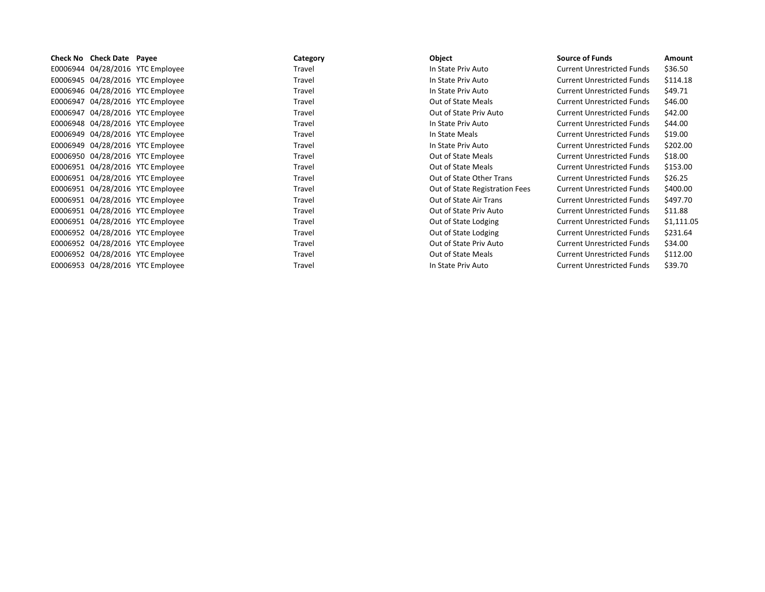| Check No | Check Date | Payee | Category | Object | Source of Funds | Amount |
|---|---|---|---|---|---|---|
| E0006944 | 04/28/2016 | YTC Employee | Travel | In State Priv Auto | Current Unrestricted Funds | $36.50 |
| E0006945 | 04/28/2016 | YTC Employee | Travel | In State Priv Auto | Current Unrestricted Funds | $114.18 |
| E0006946 | 04/28/2016 | YTC Employee | Travel | In State Priv Auto | Current Unrestricted Funds | $49.71 |
| E0006947 | 04/28/2016 | YTC Employee | Travel | Out of State Meals | Current Unrestricted Funds | $46.00 |
| E0006947 | 04/28/2016 | YTC Employee | Travel | Out of State Priv Auto | Current Unrestricted Funds | $42.00 |
| E0006948 | 04/28/2016 | YTC Employee | Travel | In State Priv Auto | Current Unrestricted Funds | $44.00 |
| E0006949 | 04/28/2016 | YTC Employee | Travel | In State Meals | Current Unrestricted Funds | $19.00 |
| E0006949 | 04/28/2016 | YTC Employee | Travel | In State Priv Auto | Current Unrestricted Funds | $202.00 |
| E0006950 | 04/28/2016 | YTC Employee | Travel | Out of State Meals | Current Unrestricted Funds | $18.00 |
| E0006951 | 04/28/2016 | YTC Employee | Travel | Out of State Meals | Current Unrestricted Funds | $153.00 |
| E0006951 | 04/28/2016 | YTC Employee | Travel | Out of State Other Trans | Current Unrestricted Funds | $26.25 |
| E0006951 | 04/28/2016 | YTC Employee | Travel | Out of State Registration Fees | Current Unrestricted Funds | $400.00 |
| E0006951 | 04/28/2016 | YTC Employee | Travel | Out of State Air Trans | Current Unrestricted Funds | $497.70 |
| E0006951 | 04/28/2016 | YTC Employee | Travel | Out of State Priv Auto | Current Unrestricted Funds | $11.88 |
| E0006951 | 04/28/2016 | YTC Employee | Travel | Out of State Lodging | Current Unrestricted Funds | $1,111.05 |
| E0006952 | 04/28/2016 | YTC Employee | Travel | Out of State Lodging | Current Unrestricted Funds | $231.64 |
| E0006952 | 04/28/2016 | YTC Employee | Travel | Out of State Priv Auto | Current Unrestricted Funds | $34.00 |
| E0006952 | 04/28/2016 | YTC Employee | Travel | Out of State Meals | Current Unrestricted Funds | $112.00 |
| E0006953 | 04/28/2016 | YTC Employee | Travel | In State Priv Auto | Current Unrestricted Funds | $39.70 |